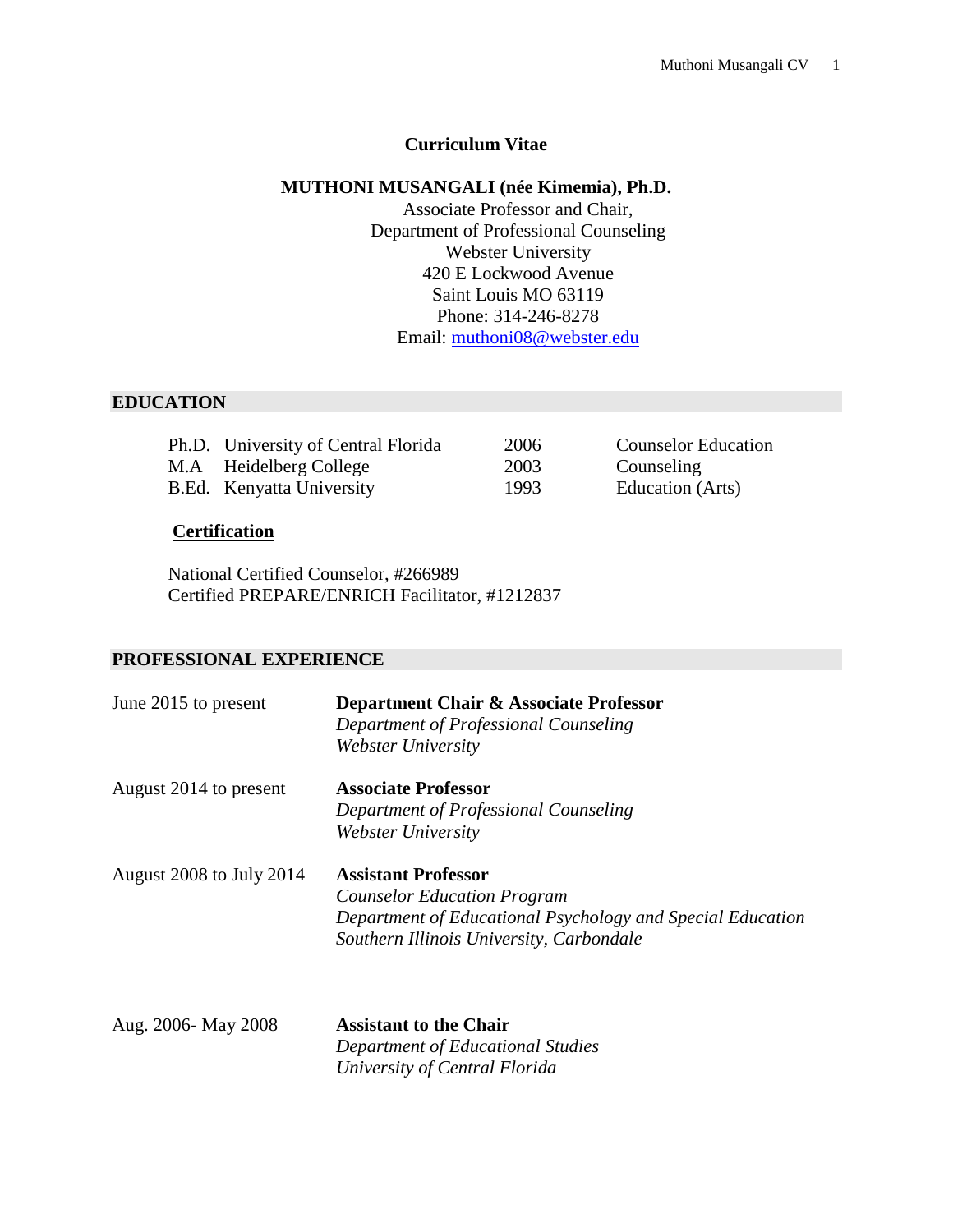# Curriculum Vitae

**MUTHONI MUSANGALI (née Kimemia), Ph.D.**

Associate Professor and Chair,
Department of Professional Counseling
Webster University
420 E Lockwood Avenue
Saint Louis MO 63119
Phone: 314-246-8278
Email: muthoni08@webster.edu

## EDUCATION

| | | | |
|---|---|---|---|
| Ph.D. | University of Central Florida | 2006 | Counselor Education |
| M.A | Heidelberg College | 2003 | Counseling |
| B.Ed. | Kenyatta University | 1993 | Education (Arts) |

### Certification

National Certified Counselor, #266989
Certified PREPARE/ENRICH Facilitator, #1212837

## PROFESSIONAL EXPERIENCE

June 2015 to present
**Department Chair & Associate Professor**
*Department of Professional Counseling*
*Webster University*

August 2014 to present
**Associate Professor**
*Department of Professional Counseling*
*Webster University*

August 2008 to July 2014
**Assistant Professor**
*Counselor Education Program*
*Department of Educational Psychology and Special Education*
*Southern Illinois University, Carbondale*

Aug. 2006- May 2008
**Assistant to the Chair**
*Department of Educational Studies*
*University of Central Florida*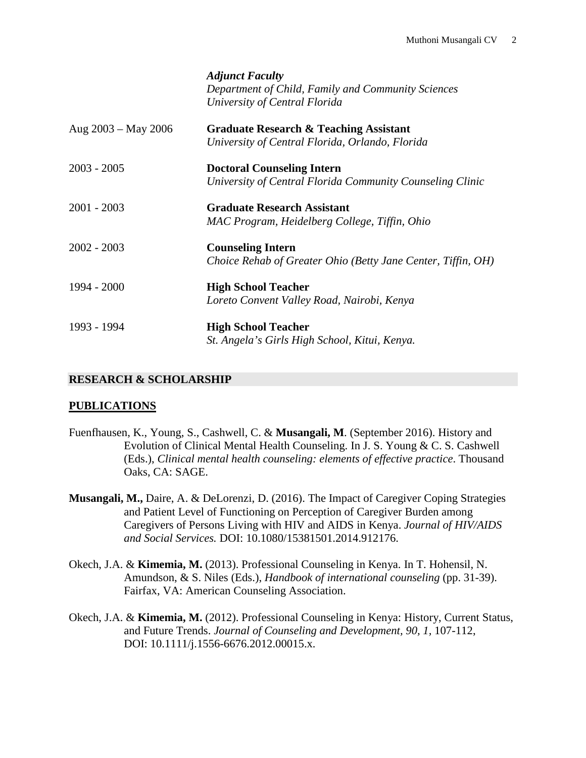*Adjunct Faculty*
*Department of Child, Family and Community Sciences*
*University of Central Florida*

Aug 2003 – May 2006 **Graduate Research & Teaching Assistant**
*University of Central Florida, Orlando, Florida*

2003 - 2005 **Doctoral Counseling Intern**
*University of Central Florida Community Counseling Clinic*

2001 - 2003 **Graduate Research Assistant**
*MAC Program, Heidelberg College, Tiffin, Ohio*

2002 - 2003 **Counseling Intern**
*Choice Rehab of Greater Ohio (Betty Jane Center, Tiffin, OH)*

1994 - 2000 **High School Teacher**
*Loreto Convent Valley Road, Nairobi, Kenya*

1993 - 1994 **High School Teacher**
*St. Angela's Girls High School, Kitui, Kenya.*

## RESEARCH & SCHOLARSHIP

### PUBLICATIONS

Fuenfhausen, K., Young, S., Cashwell, C. & **Musangali, M**. (September 2016). History and Evolution of Clinical Mental Health Counseling. In J. S. Young & C. S. Cashwell (Eds.), *Clinical mental health counseling: elements of effective practice*. Thousand Oaks, CA: SAGE.

**Musangali, M.,** Daire, A. & DeLorenzi, D. (2016). The Impact of Caregiver Coping Strategies and Patient Level of Functioning on Perception of Caregiver Burden among Caregivers of Persons Living with HIV and AIDS in Kenya. *Journal of HIV/AIDS and Social Services.* DOI: 10.1080/15381501.2014.912176.

Okech, J.A. & **Kimemia, M.** (2013). Professional Counseling in Kenya. In T. Hohensil, N. Amundson, & S. Niles (Eds.), *Handbook of international counseling* (pp. 31-39). Fairfax, VA: American Counseling Association.

Okech, J.A. & **Kimemia, M.** (2012). Professional Counseling in Kenya: History, Current Status, and Future Trends. *Journal of Counseling and Development, 90, 1*, 107-112, DOI: 10.1111/j.1556-6676.2012.00015.x.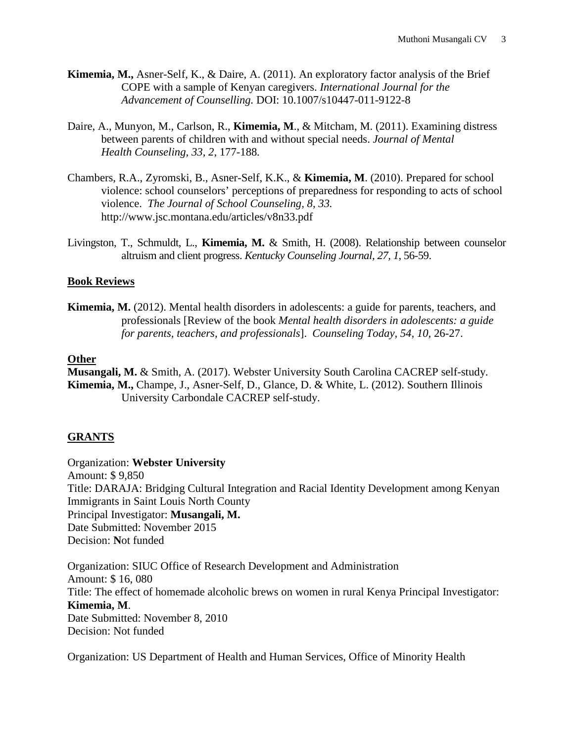**Kimemia, M.,** Asner-Self, K., & Daire, A. (2011). An exploratory factor analysis of the Brief COPE with a sample of Kenyan caregivers. *International Journal for the Advancement of Counselling.* DOI: 10.1007/s10447-011-9122-8

Daire, A., Munyon, M., Carlson, R., **Kimemia, M**., & Mitcham, M. (2011). Examining distress between parents of children with and without special needs. *Journal of Mental Health Counseling, 33, 2,* 177-188.

Chambers, R.A., Zyromski, B., Asner-Self, K.K., & **Kimemia, M**. (2010). Prepared for school violence: school counselors' perceptions of preparedness for responding to acts of school violence. *The Journal of School Counseling, 8, 33.* http://www.jsc.montana.edu/articles/v8n33.pdf

Livingston, T., Schmuldt, L., **Kimemia, M.** & Smith, H. (2008). Relationship between counselor altruism and client progress. *Kentucky Counseling Journal, 27, 1,* 56-59.

## Book Reviews

**Kimemia, M.** (2012). Mental health disorders in adolescents: a guide for parents, teachers, and professionals [Review of the book *Mental health disorders in adolescents: a guide for parents, teachers, and professionals*]. *Counseling Today, 54, 10,* 26-27.

## Other

**Musangali, M.** & Smith, A. (2017). Webster University South Carolina CACREP self-study.
**Kimemia, M.,** Champe, J., Asner-Self, D., Glance, D. & White, L. (2012). Southern Illinois University Carbondale CACREP self-study.

## GRANTS

Organization: **Webster University**
Amount: $ 9,850
Title: DARAJA: Bridging Cultural Integration and Racial Identity Development among Kenyan Immigrants in Saint Louis North County
Principal Investigator: **Musangali, M.**
Date Submitted: November 2015
Decision: **N**ot funded

Organization: SIUC Office of Research Development and Administration
Amount: $ 16, 080
Title: The effect of homemade alcoholic brews on women in rural Kenya Principal Investigator: **Kimemia, M**.
Date Submitted: November 8, 2010
Decision: Not funded

Organization: US Department of Health and Human Services, Office of Minority Health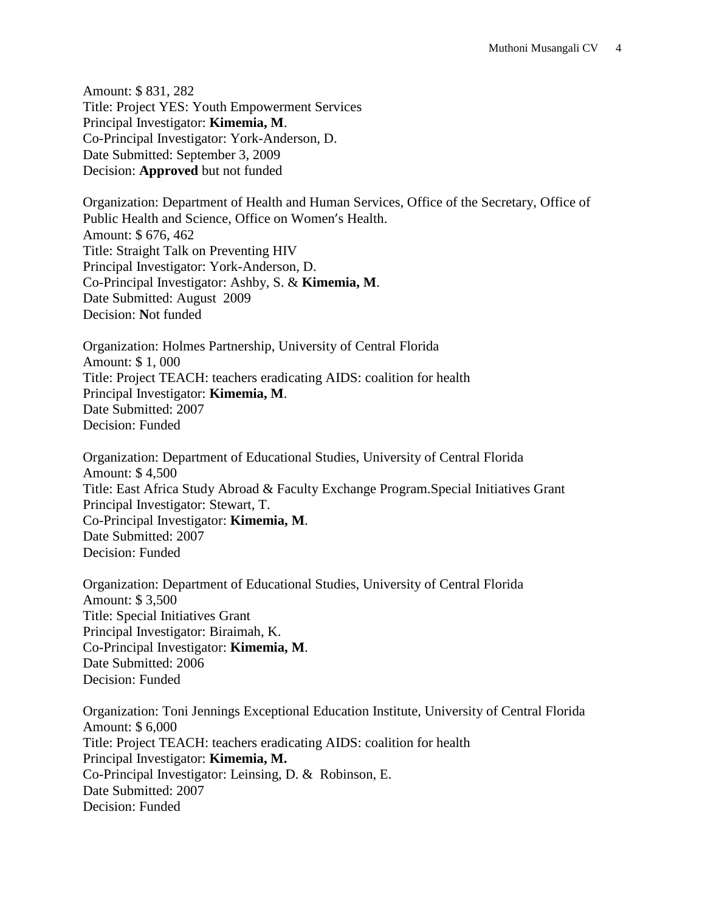Amount: $ 831, 282
Title: Project YES: Youth Empowerment Services
Principal Investigator: **Kimemia, M**.
Co-Principal Investigator: York-Anderson, D.
Date Submitted: September 3, 2009
Decision: **Approved** but not funded

Organization: Department of Health and Human Services, Office of the Secretary, Office of Public Health and Science, Office on Women's Health.
Amount: $ 676, 462
Title: Straight Talk on Preventing HIV
Principal Investigator: York-Anderson, D.
Co-Principal Investigator: Ashby, S. & **Kimemia, M**.
Date Submitted: August 2009
Decision: **N**ot funded

Organization: Holmes Partnership, University of Central Florida
Amount: $ 1, 000
Title: Project TEACH: teachers eradicating AIDS: coalition for health
Principal Investigator: **Kimemia, M**.
Date Submitted: 2007
Decision: Funded

Organization: Department of Educational Studies, University of Central Florida
Amount: $ 4,500
Title: East Africa Study Abroad & Faculty Exchange Program.Special Initiatives Grant
Principal Investigator: Stewart, T.
Co-Principal Investigator: **Kimemia, M**.
Date Submitted: 2007
Decision: Funded

Organization: Department of Educational Studies, University of Central Florida
Amount: $ 3,500
Title: Special Initiatives Grant
Principal Investigator: Biraimah, K.
Co-Principal Investigator: **Kimemia, M**.
Date Submitted: 2006
Decision: Funded

Organization: Toni Jennings Exceptional Education Institute, University of Central Florida
Amount: $ 6,000
Title: Project TEACH: teachers eradicating AIDS: coalition for health
Principal Investigator: **Kimemia, M.**
Co-Principal Investigator: Leinsing, D. & Robinson, E.
Date Submitted: 2007
Decision: Funded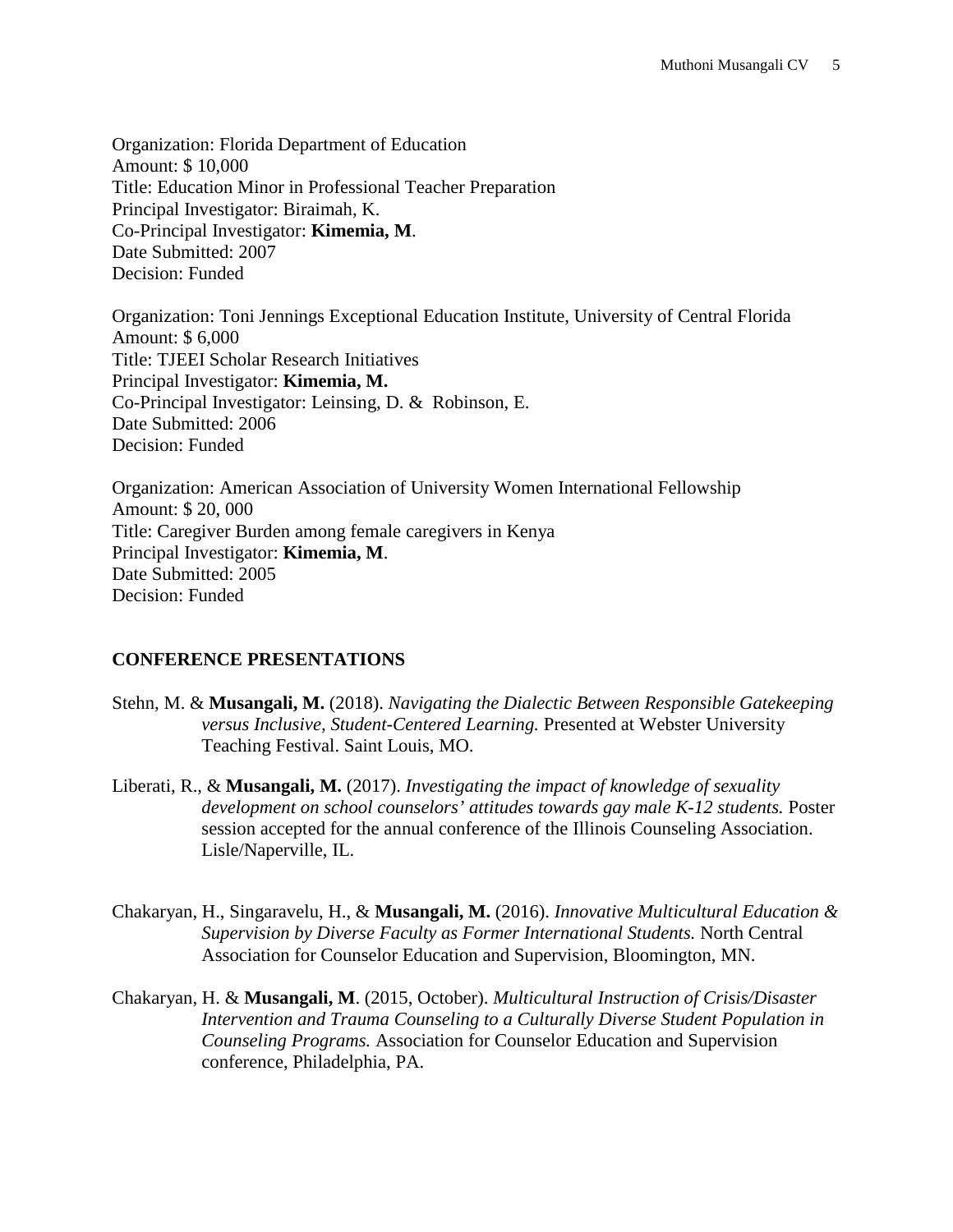Organization: Florida Department of Education
Amount: $ 10,000
Title: Education Minor in Professional Teacher Preparation
Principal Investigator: Biraimah, K.
Co-Principal Investigator: **Kimemia, M**.
Date Submitted: 2007
Decision: Funded

Organization: Toni Jennings Exceptional Education Institute, University of Central Florida
Amount: $ 6,000
Title: TJEEI Scholar Research Initiatives
Principal Investigator: **Kimemia, M.**
Co-Principal Investigator: Leinsing, D. & Robinson, E.
Date Submitted: 2006
Decision: Funded

Organization: American Association of University Women International Fellowship
Amount: $ 20, 000
Title: Caregiver Burden among female caregivers in Kenya
Principal Investigator: **Kimemia, M**.
Date Submitted: 2005
Decision: Funded

## CONFERENCE PRESENTATIONS

Stehn, M. & **Musangali, M.** (2018). *Navigating the Dialectic Between Responsible Gatekeeping versus Inclusive, Student-Centered Learning.* Presented at Webster University Teaching Festival. Saint Louis, MO.

Liberati, R., & **Musangali, M.** (2017). *Investigating the impact of knowledge of sexuality development on school counselors' attitudes towards gay male K-12 students.* Poster session accepted for the annual conference of the Illinois Counseling Association. Lisle/Naperville, IL.

Chakaryan, H., Singaravelu, H., & **Musangali, M.** (2016). *Innovative Multicultural Education & Supervision by Diverse Faculty as Former International Students.* North Central Association for Counselor Education and Supervision, Bloomington, MN.

Chakaryan, H. & **Musangali, M**. (2015, October). *Multicultural Instruction of Crisis/Disaster Intervention and Trauma Counseling to a Culturally Diverse Student Population in Counseling Programs.* Association for Counselor Education and Supervision conference, Philadelphia, PA.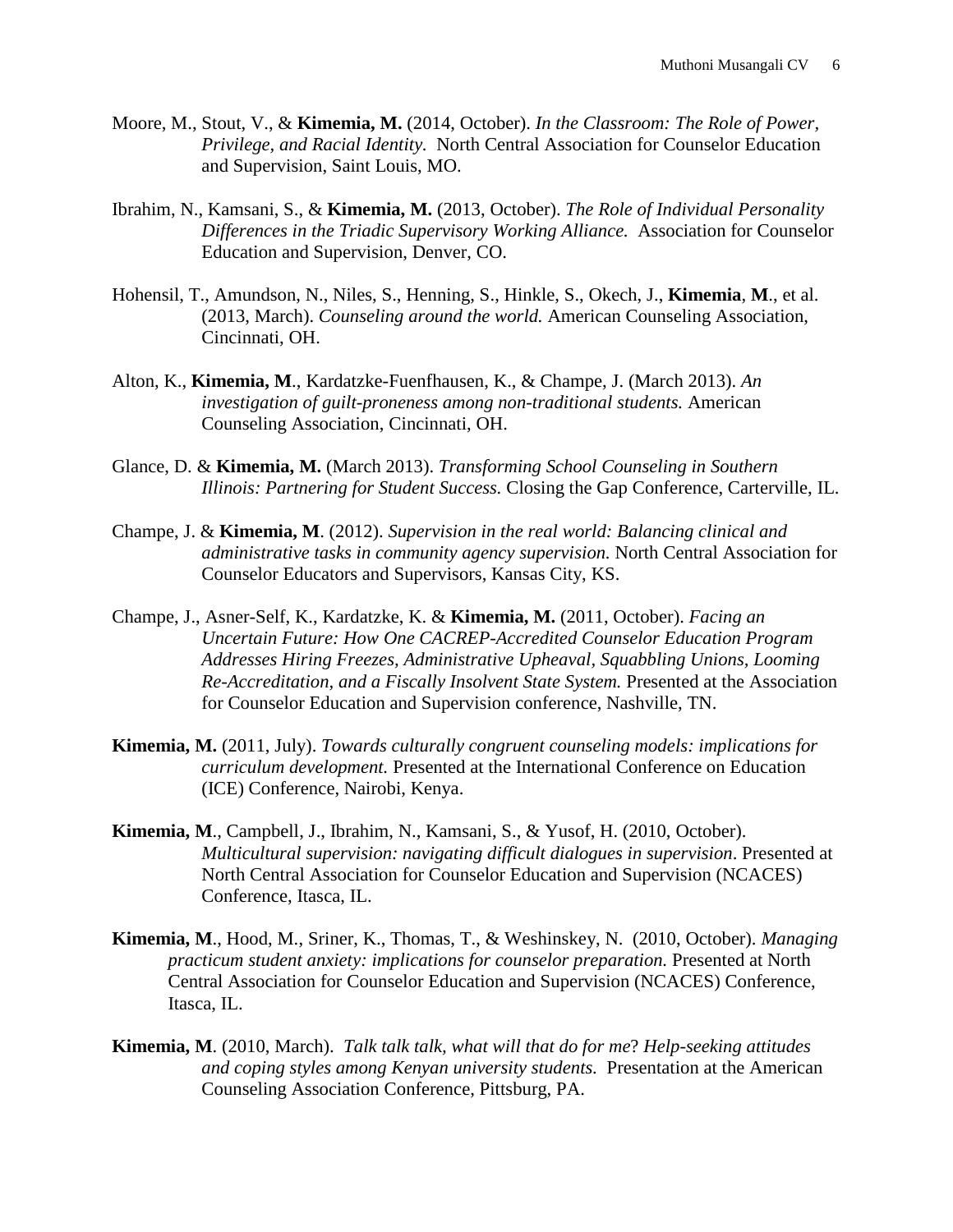Moore, M., Stout, V., & **Kimemia, M.** (2014, October). *In the Classroom: The Role of Power, Privilege, and Racial Identity.* North Central Association for Counselor Education and Supervision, Saint Louis, MO.

Ibrahim, N., Kamsani, S., & **Kimemia, M.** (2013, October). *The Role of Individual Personality Differences in the Triadic Supervisory Working Alliance.* Association for Counselor Education and Supervision, Denver, CO.

Hohensil, T., Amundson, N., Niles, S., Henning, S., Hinkle, S., Okech, J., **Kimemia**, **M**., et al. (2013, March). *Counseling around the world.* American Counseling Association, Cincinnati, OH.

Alton, K., **Kimemia, M**., Kardatzke-Fuenfhausen, K., & Champe, J. (March 2013). *An investigation of guilt-proneness among non-traditional students.* American Counseling Association, Cincinnati, OH.

Glance, D. & **Kimemia, M.** (March 2013). *Transforming School Counseling in Southern Illinois: Partnering for Student Success.* Closing the Gap Conference, Carterville, IL.

Champe, J. & **Kimemia, M**. (2012). *Supervision in the real world: Balancing clinical and administrative tasks in community agency supervision.* North Central Association for Counselor Educators and Supervisors, Kansas City, KS.

Champe, J., Asner-Self, K., Kardatzke, K. & **Kimemia, M.** (2011, October). *Facing an Uncertain Future: How One CACREP-Accredited Counselor Education Program Addresses Hiring Freezes, Administrative Upheaval, Squabbling Unions, Looming Re-Accreditation, and a Fiscally Insolvent State System.* Presented at the Association for Counselor Education and Supervision conference, Nashville, TN.

**Kimemia, M.** (2011, July). *Towards culturally congruent counseling models: implications for curriculum development.* Presented at the International Conference on Education (ICE) Conference, Nairobi, Kenya.

**Kimemia, M**., Campbell, J., Ibrahim, N., Kamsani, S., & Yusof, H. (2010, October). *Multicultural supervision: navigating difficult dialogues in supervision*. Presented at North Central Association for Counselor Education and Supervision (NCACES) Conference, Itasca, IL.

**Kimemia, M**., Hood, M., Sriner, K., Thomas, T., & Weshinskey, N. (2010, October). *Managing practicum student anxiety: implications for counselor preparation.* Presented at North Central Association for Counselor Education and Supervision (NCACES) Conference, Itasca, IL.

**Kimemia, M**. (2010, March). *Talk talk talk, what will that do for me*? *Help-seeking attitudes and coping styles among Kenyan university students.* Presentation at the American Counseling Association Conference, Pittsburg, PA.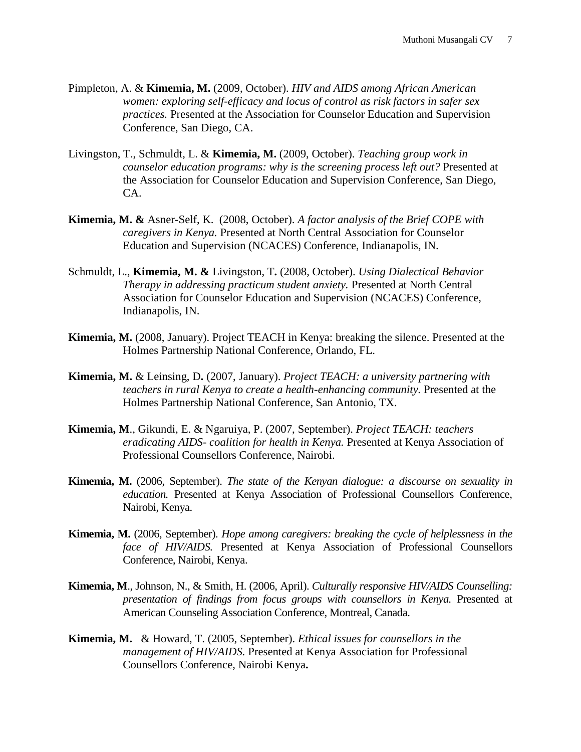Pimpleton, A. & **Kimemia, M.** (2009, October). *HIV and AIDS among African American women: exploring self-efficacy and locus of control as risk factors in safer sex practices.* Presented at the Association for Counselor Education and Supervision Conference, San Diego, CA.

Livingston, T., Schmuldt, L. & **Kimemia, M.** (2009, October). *Teaching group work in counselor education programs: why is the screening process left out?* Presented at the Association for Counselor Education and Supervision Conference, San Diego, CA.

**Kimemia, M. &** Asner-Self, K. (2008, October). *A factor analysis of the Brief COPE with caregivers in Kenya.* Presented at North Central Association for Counselor Education and Supervision (NCACES) Conference, Indianapolis, IN.

Schmuldt, L., **Kimemia, M. &** Livingston, T**.** (2008, October). *Using Dialectical Behavior Therapy in addressing practicum student anxiety.* Presented at North Central Association for Counselor Education and Supervision (NCACES) Conference, Indianapolis, IN.

**Kimemia, M.** (2008, January). Project TEACH in Kenya: breaking the silence. Presented at the Holmes Partnership National Conference, Orlando, FL.

**Kimemia, M.** & Leinsing, D**.** (2007, January). *Project TEACH: a university partnering with teachers in rural Kenya to create a health-enhancing community*. Presented at the Holmes Partnership National Conference, San Antonio, TX.

**Kimemia, M**., Gikundi, E. & Ngaruiya, P. (2007, September). *Project TEACH: teachers eradicating AIDS- coalition for health in Kenya.* Presented at Kenya Association of Professional Counsellors Conference, Nairobi.

**Kimemia, M.** (2006, September). *The state of the Kenyan dialogue: a discourse on sexuality in education.* Presented at Kenya Association of Professional Counsellors Conference, Nairobi, Kenya.

**Kimemia, M.** (2006, September). *Hope among caregivers: breaking the cycle of helplessness in the face of HIV/AIDS.* Presented at Kenya Association of Professional Counsellors Conference, Nairobi, Kenya.

**Kimemia, M**., Johnson, N., & Smith, H. (2006, April). *Culturally responsive HIV/AIDS Counselling: presentation of findings from focus groups with counsellors in Kenya.* Presented at American Counseling Association Conference, Montreal, Canada.

**Kimemia, M.** & Howard, T. (2005, September). *Ethical issues for counsellors in the management of HIV/AIDS.* Presented at Kenya Association for Professional Counsellors Conference, Nairobi Kenya**.**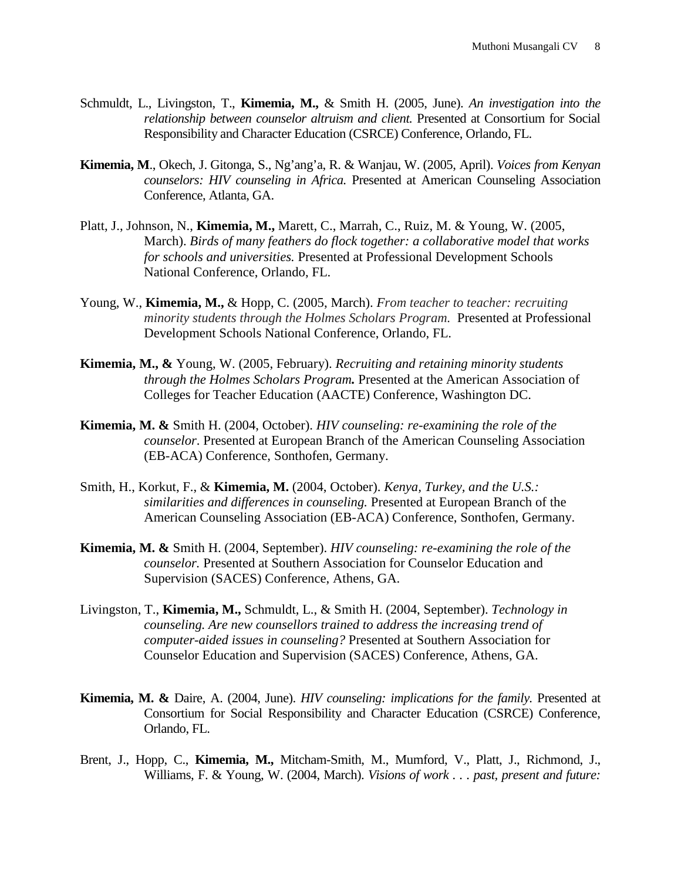Schmuldt, L., Livingston, T., **Kimemia, M.,** & Smith H. (2005, June). *An investigation into the relationship between counselor altruism and client.* Presented at Consortium for Social Responsibility and Character Education (CSRCE) Conference, Orlando, FL.

**Kimemia, M**., Okech, J. Gitonga, S., Ng'ang'a, R. & Wanjau, W. (2005, April). *Voices from Kenyan counselors: HIV counseling in Africa.* Presented at American Counseling Association Conference, Atlanta, GA.

Platt, J., Johnson, N., **Kimemia, M.,** Marett, C., Marrah, C., Ruiz, M. & Young, W. (2005, March). *Birds of many feathers do flock together: a collaborative model that works for schools and universities.* Presented at Professional Development Schools National Conference, Orlando, FL.

Young, W., **Kimemia, M.,** & Hopp, C. (2005, March). *From teacher to teacher: recruiting minority students through the Holmes Scholars Program.* Presented at Professional Development Schools National Conference, Orlando, FL.

**Kimemia, M., &** Young, W. (2005, February). *Recruiting and retaining minority students through the Holmes Scholars Program.* Presented at the American Association of Colleges for Teacher Education (AACTE) Conference, Washington DC.

**Kimemia, M. &** Smith H. (2004, October). *HIV counseling: re-examining the role of the counselor.* Presented at European Branch of the American Counseling Association (EB-ACA) Conference, Sonthofen, Germany.

Smith, H., Korkut, F., & **Kimemia, M.** (2004, October). *Kenya, Turkey, and the U.S.: similarities and differences in counseling.* Presented at European Branch of the American Counseling Association (EB-ACA) Conference, Sonthofen, Germany.

**Kimemia, M. &** Smith H. (2004, September). *HIV counseling: re-examining the role of the counselor.* Presented at Southern Association for Counselor Education and Supervision (SACES) Conference, Athens, GA.

Livingston, T., **Kimemia, M.,** Schmuldt, L., & Smith H. (2004, September). *Technology in counseling. Are new counsellors trained to address the increasing trend of computer-aided issues in counseling?* Presented at Southern Association for Counselor Education and Supervision (SACES) Conference, Athens, GA.

**Kimemia, M. &** Daire, A. (2004, June). *HIV counseling: implications for the family.* Presented at Consortium for Social Responsibility and Character Education (CSRCE) Conference, Orlando, FL.

Brent, J., Hopp, C., **Kimemia, M.,** Mitcham-Smith, M., Mumford, V., Platt, J., Richmond, J., Williams, F. & Young, W. (2004, March). *Visions of work . . . past, present and future:*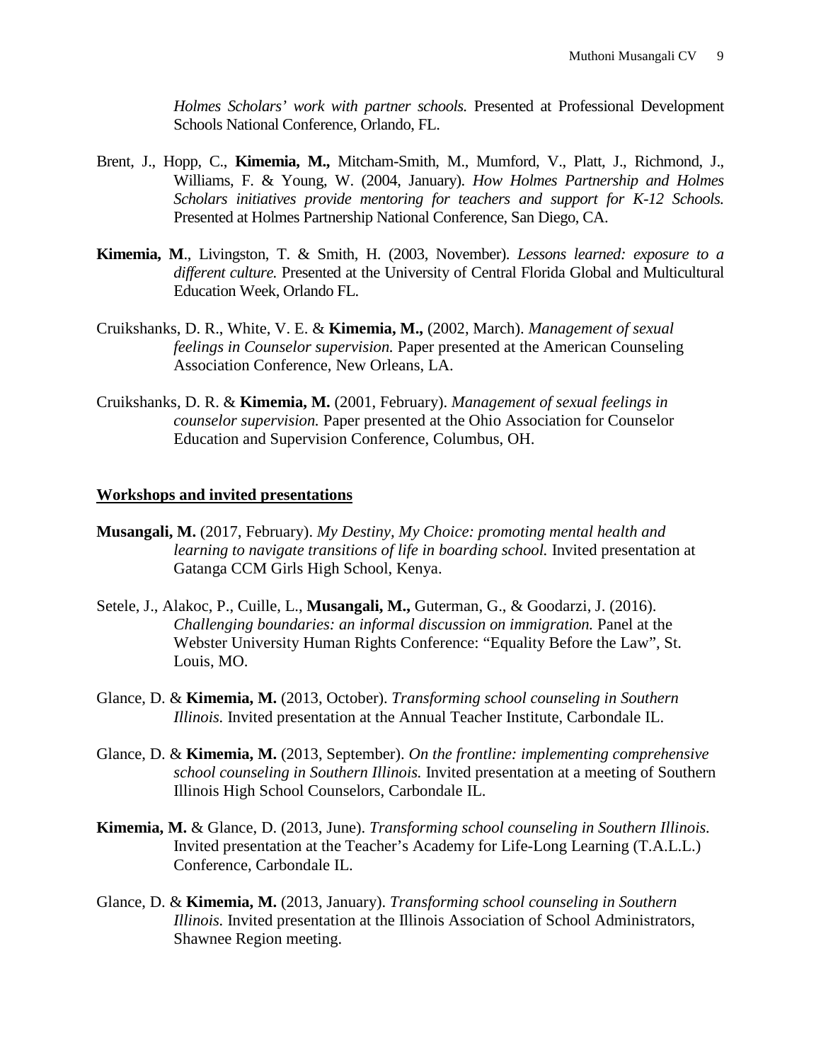*Holmes Scholars' work with partner schools.* Presented at Professional Development Schools National Conference, Orlando, FL.

Brent, J., Hopp, C., **Kimemia, M.,** Mitcham-Smith, M., Mumford, V., Platt, J., Richmond, J., Williams, F. & Young, W. (2004, January). *How Holmes Partnership and Holmes Scholars initiatives provide mentoring for teachers and support for K-12 Schools.* Presented at Holmes Partnership National Conference, San Diego, CA.

**Kimemia, M**., Livingston, T. & Smith, H. (2003, November). *Lessons learned: exposure to a different culture.* Presented at the University of Central Florida Global and Multicultural Education Week, Orlando FL.

Cruikshanks, D. R., White, V. E. & **Kimemia, M.,** (2002, March). *Management of sexual feelings in Counselor supervision.* Paper presented at the American Counseling Association Conference, New Orleans, LA.

Cruikshanks, D. R. & **Kimemia, M.** (2001, February). *Management of sexual feelings in counselor supervision.* Paper presented at the Ohio Association for Counselor Education and Supervision Conference, Columbus, OH.

## Workshops and invited presentations

**Musangali, M.** (2017, February). *My Destiny, My Choice: promoting mental health and learning to navigate transitions of life in boarding school.* Invited presentation at Gatanga CCM Girls High School, Kenya.

Setele, J., Alakoc, P., Cuille, L., **Musangali, M.,** Guterman, G., & Goodarzi, J. (2016). *Challenging boundaries: an informal discussion on immigration.* Panel at the Webster University Human Rights Conference: "Equality Before the Law", St. Louis, MO.

Glance, D. & **Kimemia, M.** (2013, October). *Transforming school counseling in Southern Illinois.* Invited presentation at the Annual Teacher Institute, Carbondale IL.

Glance, D. & **Kimemia, M.** (2013, September). *On the frontline: implementing comprehensive school counseling in Southern Illinois.* Invited presentation at a meeting of Southern Illinois High School Counselors, Carbondale IL.

**Kimemia, M.** & Glance, D. (2013, June). *Transforming school counseling in Southern Illinois.* Invited presentation at the Teacher's Academy for Life-Long Learning (T.A.L.L.) Conference, Carbondale IL.

Glance, D. & **Kimemia, M.** (2013, January). *Transforming school counseling in Southern Illinois.* Invited presentation at the Illinois Association of School Administrators, Shawnee Region meeting.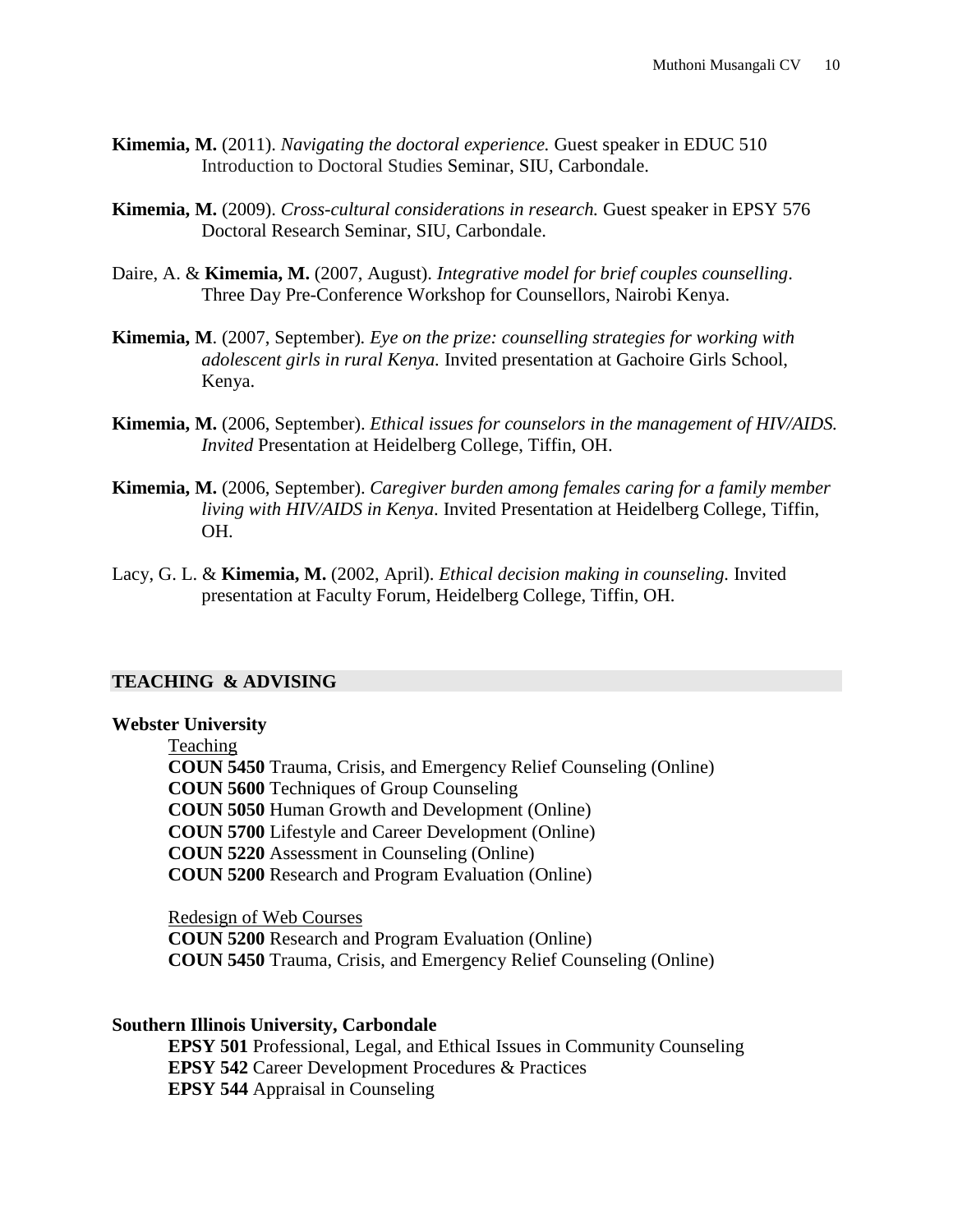**Kimemia, M.** (2011). *Navigating the doctoral experience.* Guest speaker in EDUC 510 Introduction to Doctoral Studies Seminar, SIU, Carbondale.

**Kimemia, M.** (2009). *Cross-cultural considerations in research.* Guest speaker in EPSY 576 Doctoral Research Seminar, SIU, Carbondale.

Daire, A. & **Kimemia, M.** (2007, August). *Integrative model for brief couples counselling*. Three Day Pre-Conference Workshop for Counsellors, Nairobi Kenya.

**Kimemia, M**. (2007, September)*. Eye on the prize: counselling strategies for working with adolescent girls in rural Kenya.* Invited presentation at Gachoire Girls School, Kenya.

**Kimemia, M.** (2006, September). *Ethical issues for counselors in the management of HIV/AIDS. Invited* Presentation at Heidelberg College, Tiffin, OH.

**Kimemia, M.** (2006, September). *Caregiver burden among females caring for a family member living with HIV/AIDS in Kenya*. Invited Presentation at Heidelberg College, Tiffin, OH.

Lacy, G. L. & **Kimemia, M.** (2002, April). *Ethical decision making in counseling.* Invited presentation at Faculty Forum, Heidelberg College, Tiffin, OH.

## TEACHING & ADVISING

**Webster University**

Teaching

**COUN 5450** Trauma, Crisis, and Emergency Relief Counseling (Online)
**COUN 5600** Techniques of Group Counseling
**COUN 5050** Human Growth and Development (Online)
**COUN 5700** Lifestyle and Career Development (Online)
**COUN 5220** Assessment in Counseling (Online)
**COUN 5200** Research and Program Evaluation (Online)

Redesign of Web Courses

**COUN 5200** Research and Program Evaluation (Online)
**COUN 5450** Trauma, Crisis, and Emergency Relief Counseling (Online)

**Southern Illinois University, Carbondale**

**EPSY 501** Professional, Legal, and Ethical Issues in Community Counseling
**EPSY 542** Career Development Procedures & Practices
**EPSY 544** Appraisal in Counseling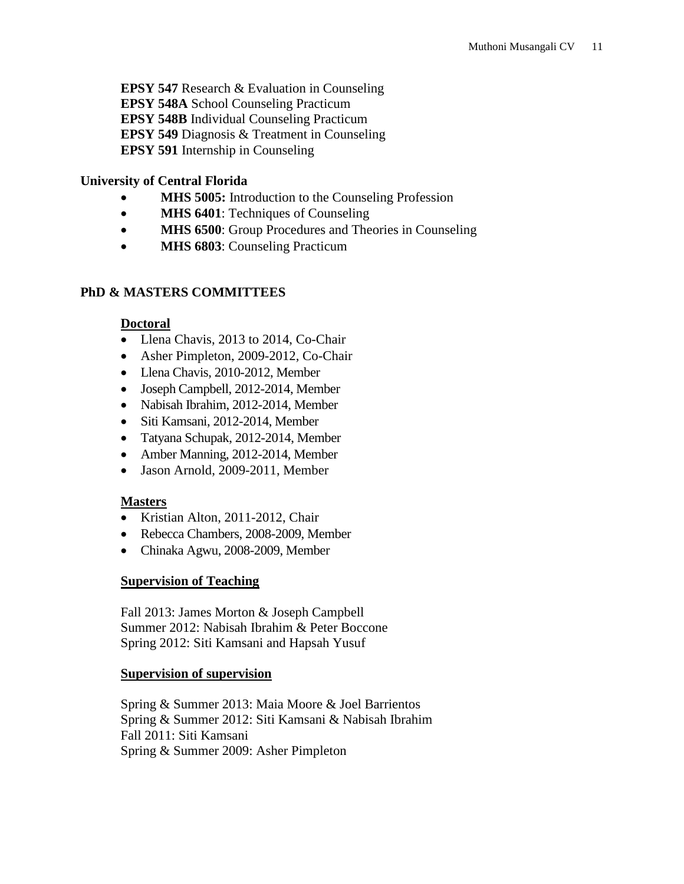**EPSY 547** Research & Evaluation in Counseling
**EPSY 548A** School Counseling Practicum
**EPSY 548B** Individual Counseling Practicum
**EPSY 549** Diagnosis & Treatment in Counseling
**EPSY 591** Internship in Counseling

**University of Central Florida**

- **MHS 5005:** Introduction to the Counseling Profession
- **MHS 6401**: Techniques of Counseling
- **MHS 6500**: Group Procedures and Theories in Counseling
- **MHS 6803**: Counseling Practicum

## PhD & MASTERS COMMITTEES

**Doctoral**

- Llena Chavis, 2013 to 2014, Co-Chair
- Asher Pimpleton, 2009-2012, Co-Chair
- Llena Chavis, 2010-2012, Member
- Joseph Campbell, 2012-2014, Member
- Nabisah Ibrahim, 2012-2014, Member
- Siti Kamsani, 2012-2014, Member
- Tatyana Schupak, 2012-2014, Member
- Amber Manning, 2012-2014, Member
- Jason Arnold, 2009-2011, Member

**Masters**

- Kristian Alton, 2011-2012, Chair
- Rebecca Chambers, 2008-2009, Member
- Chinaka Agwu, 2008-2009, Member

**Supervision of Teaching**

Fall 2013: James Morton & Joseph Campbell
Summer 2012: Nabisah Ibrahim & Peter Boccone
Spring 2012: Siti Kamsani and Hapsah Yusuf

**Supervision of supervision**

Spring & Summer 2013: Maia Moore & Joel Barrientos
Spring & Summer 2012: Siti Kamsani & Nabisah Ibrahim
Fall 2011: Siti Kamsani
Spring & Summer 2009: Asher Pimpleton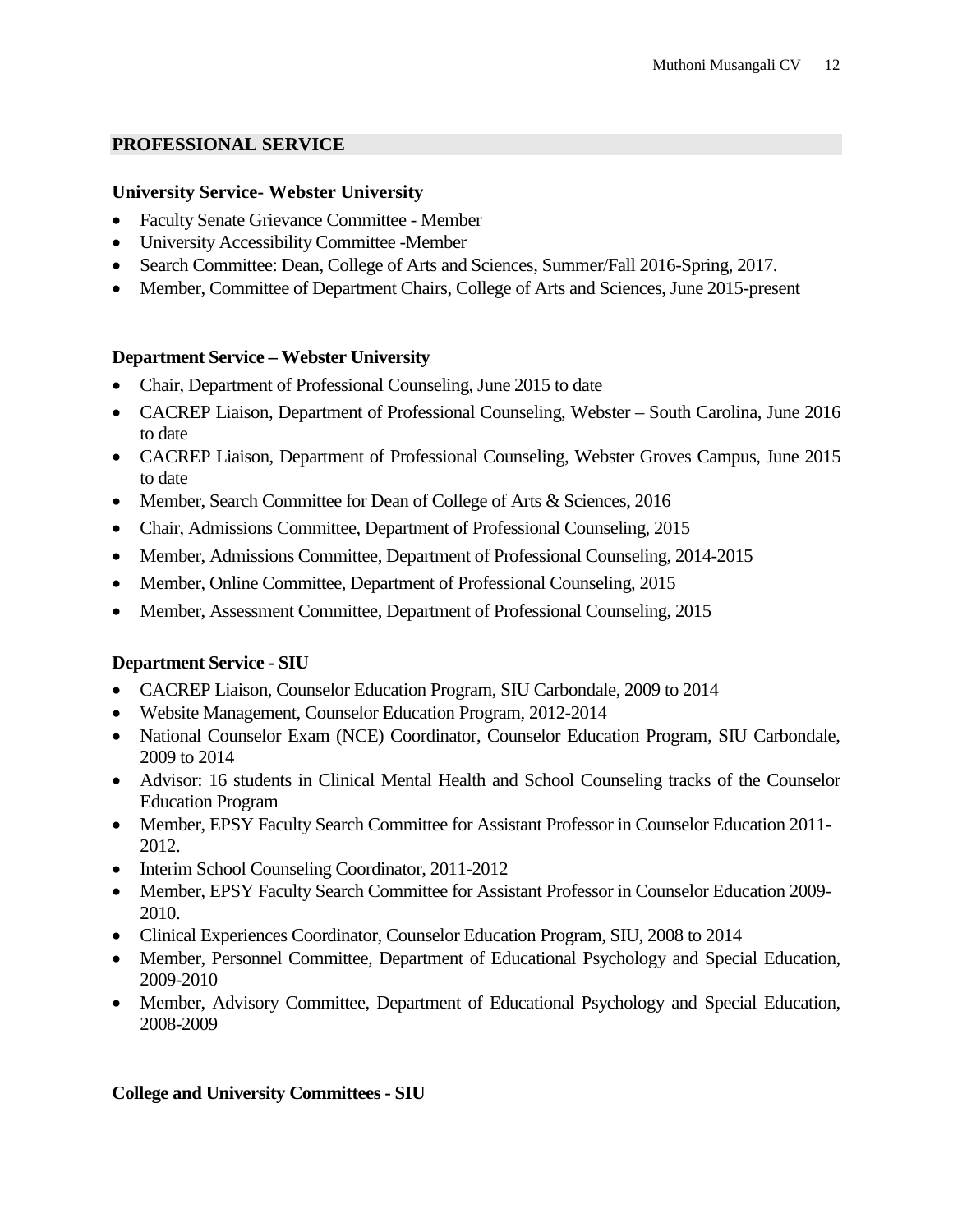## PROFESSIONAL SERVICE

### University Service- Webster University

- Faculty Senate Grievance Committee - Member
- University Accessibility Committee -Member
- Search Committee: Dean, College of Arts and Sciences, Summer/Fall 2016-Spring, 2017.
- Member, Committee of Department Chairs, College of Arts and Sciences, June 2015-present

### Department Service – Webster University

- Chair, Department of Professional Counseling, June 2015 to date
- CACREP Liaison, Department of Professional Counseling, Webster – South Carolina, June 2016 to date
- CACREP Liaison, Department of Professional Counseling, Webster Groves Campus, June 2015 to date
- Member, Search Committee for Dean of College of Arts & Sciences, 2016
- Chair, Admissions Committee, Department of Professional Counseling, 2015
- Member, Admissions Committee, Department of Professional Counseling, 2014-2015
- Member, Online Committee, Department of Professional Counseling, 2015
- Member, Assessment Committee, Department of Professional Counseling, 2015

### Department Service - SIU

- CACREP Liaison, Counselor Education Program, SIU Carbondale, 2009 to 2014
- Website Management, Counselor Education Program, 2012-2014
- National Counselor Exam (NCE) Coordinator, Counselor Education Program, SIU Carbondale, 2009 to 2014
- Advisor: 16 students in Clinical Mental Health and School Counseling tracks of the Counselor Education Program
- Member, EPSY Faculty Search Committee for Assistant Professor in Counselor Education 2011-2012.
- Interim School Counseling Coordinator, 2011-2012
- Member, EPSY Faculty Search Committee for Assistant Professor in Counselor Education 2009-2010.
- Clinical Experiences Coordinator, Counselor Education Program, SIU, 2008 to 2014
- Member, Personnel Committee, Department of Educational Psychology and Special Education, 2009-2010
- Member, Advisory Committee, Department of Educational Psychology and Special Education, 2008-2009

### College and University Committees - SIU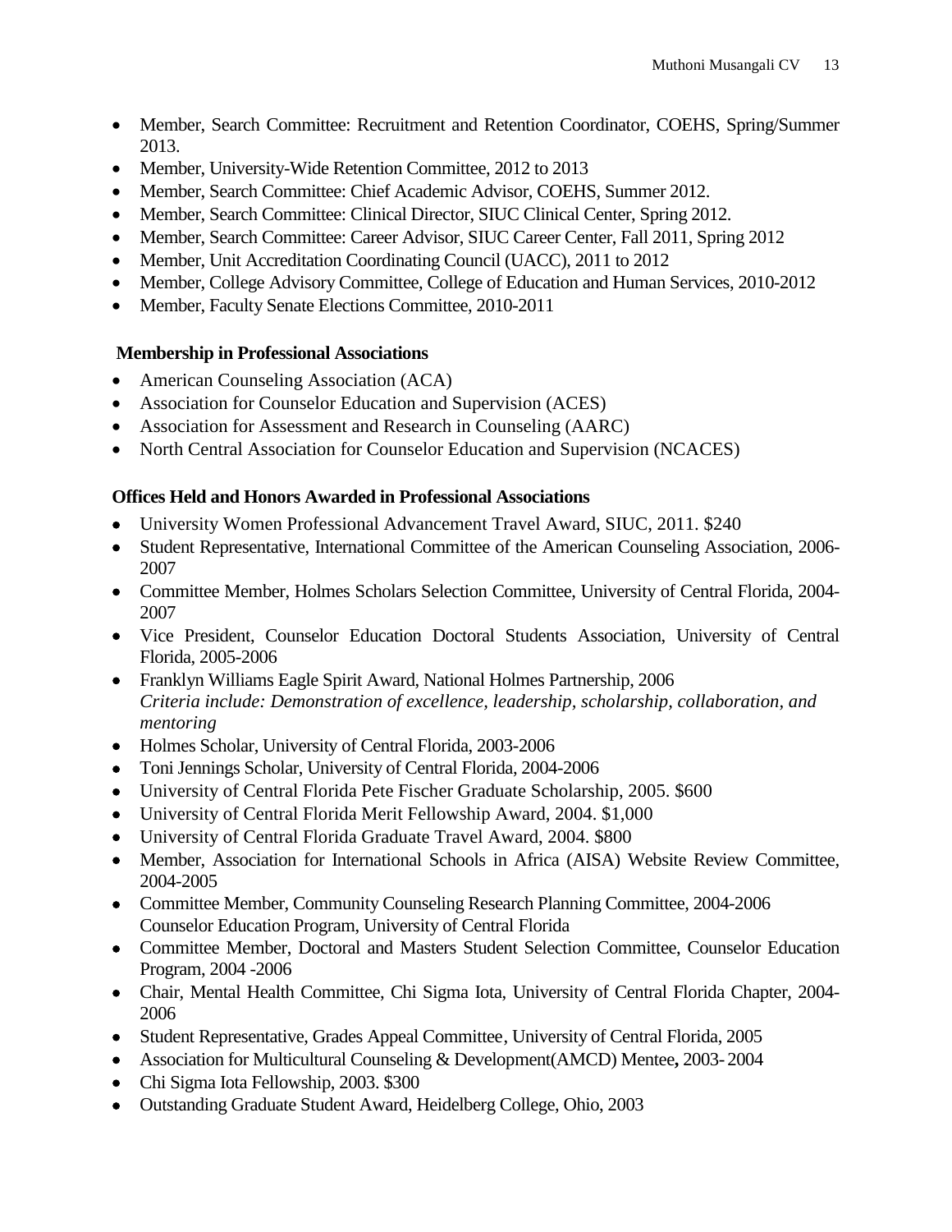- Member, Search Committee: Recruitment and Retention Coordinator, COEHS, Spring/Summer 2013.
- Member, University-Wide Retention Committee, 2012 to 2013
- Member, Search Committee: Chief Academic Advisor, COEHS, Summer 2012.
- Member, Search Committee: Clinical Director, SIUC Clinical Center, Spring 2012.
- Member, Search Committee: Career Advisor, SIUC Career Center, Fall 2011, Spring 2012
- Member, Unit Accreditation Coordinating Council (UACC), 2011 to 2012
- Member, College Advisory Committee, College of Education and Human Services, 2010-2012
- Member, Faculty Senate Elections Committee, 2010-2011

**Membership in Professional Associations**

- American Counseling Association (ACA)
- Association for Counselor Education and Supervision (ACES)
- Association for Assessment and Research in Counseling (AARC)
- North Central Association for Counselor Education and Supervision (NCACES)

**Offices Held and Honors Awarded in Professional Associations**

- University Women Professional Advancement Travel Award, SIUC, 2011. $240
- Student Representative, International Committee of the American Counseling Association, 2006-2007
- Committee Member, Holmes Scholars Selection Committee, University of Central Florida, 2004-2007
- Vice President, Counselor Education Doctoral Students Association, University of Central Florida, 2005-2006
- Franklyn Williams Eagle Spirit Award, National Holmes Partnership, 2006
  *Criteria include: Demonstration of excellence, leadership, scholarship, collaboration, and mentoring*
- Holmes Scholar, University of Central Florida, 2003-2006
- Toni Jennings Scholar, University of Central Florida, 2004-2006
- University of Central Florida Pete Fischer Graduate Scholarship, 2005. $600
- University of Central Florida Merit Fellowship Award, 2004. $1,000
- University of Central Florida Graduate Travel Award, 2004. $800
- Member, Association for International Schools in Africa (AISA) Website Review Committee, 2004-2005
- Committee Member, Community Counseling Research Planning Committee, 2004-2006
  Counselor Education Program, University of Central Florida
- Committee Member, Doctoral and Masters Student Selection Committee, Counselor Education Program, 2004 -2006
- Chair, Mental Health Committee, Chi Sigma Iota, University of Central Florida Chapter, 2004-2006
- Student Representative, Grades Appeal Committee, University of Central Florida, 2005
- Association for Multicultural Counseling & Development(AMCD) Mentee**,** 2003- 2004
- Chi Sigma Iota Fellowship, 2003. $300
- Outstanding Graduate Student Award, Heidelberg College, Ohio, 2003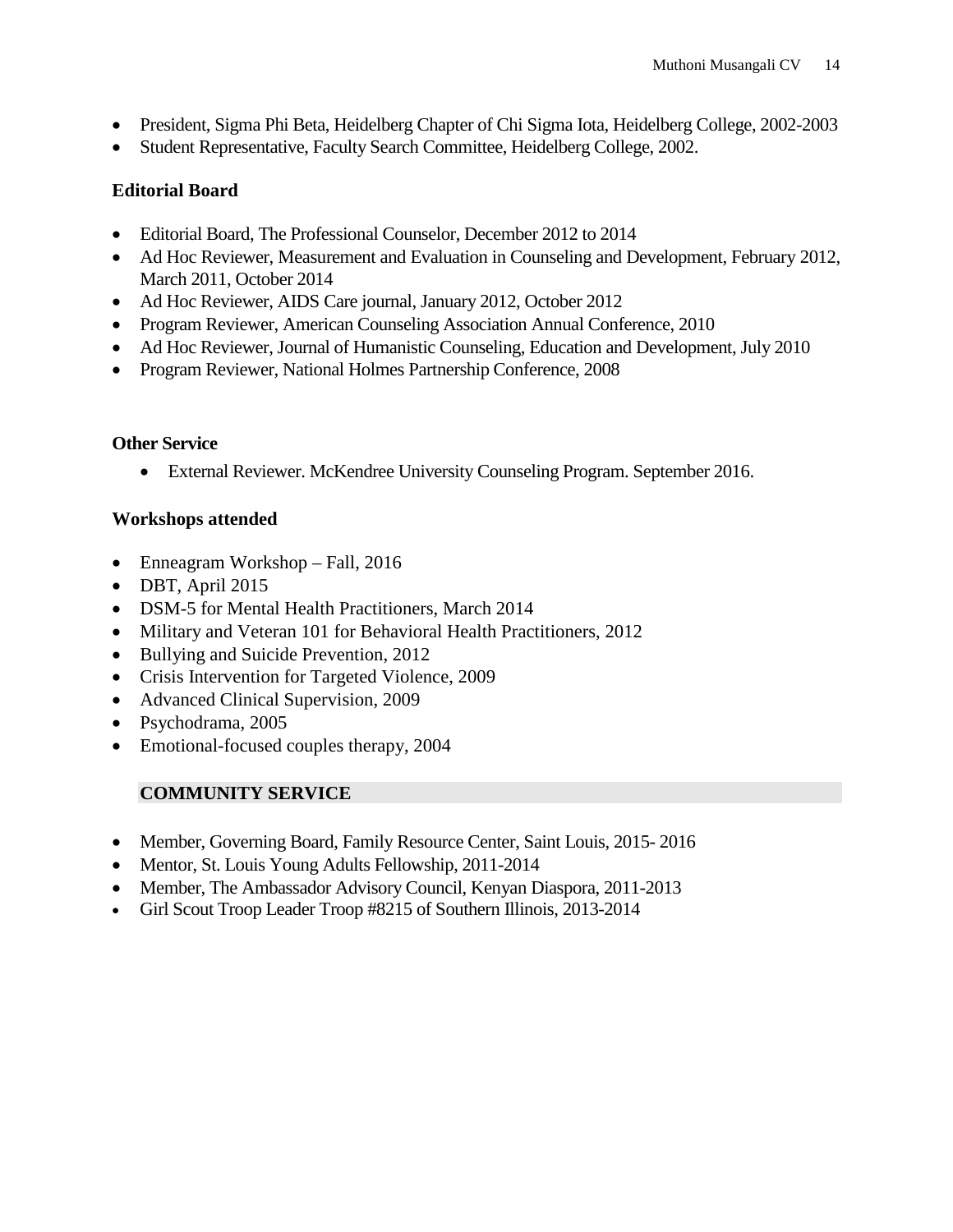- President, Sigma Phi Beta, Heidelberg Chapter of Chi Sigma Iota, Heidelberg College, 2002-2003
- Student Representative, Faculty Search Committee, Heidelberg College, 2002.

### Editorial Board

- Editorial Board, The Professional Counselor, December 2012 to 2014
- Ad Hoc Reviewer, Measurement and Evaluation in Counseling and Development, February 2012, March 2011, October 2014
- Ad Hoc Reviewer, AIDS Care journal, January 2012, October 2012
- Program Reviewer, American Counseling Association Annual Conference, 2010
- Ad Hoc Reviewer, Journal of Humanistic Counseling, Education and Development, July 2010
- Program Reviewer, National Holmes Partnership Conference, 2008

### Other Service

- External Reviewer. McKendree University Counseling Program. September 2016.

### Workshops attended

- Enneagram Workshop – Fall, 2016
- DBT, April 2015
- DSM-5 for Mental Health Practitioners, March 2014
- Military and Veteran 101 for Behavioral Health Practitioners, 2012
- Bullying and Suicide Prevention, 2012
- Crisis Intervention for Targeted Violence, 2009
- Advanced Clinical Supervision, 2009
- Psychodrama, 2005
- Emotional-focused couples therapy, 2004

## COMMUNITY SERVICE

- Member, Governing Board, Family Resource Center, Saint Louis, 2015- 2016
- Mentor, St. Louis Young Adults Fellowship, 2011-2014
- Member, The Ambassador Advisory Council, Kenyan Diaspora, 2011-2013
- Girl Scout Troop Leader Troop #8215 of Southern Illinois, 2013-2014